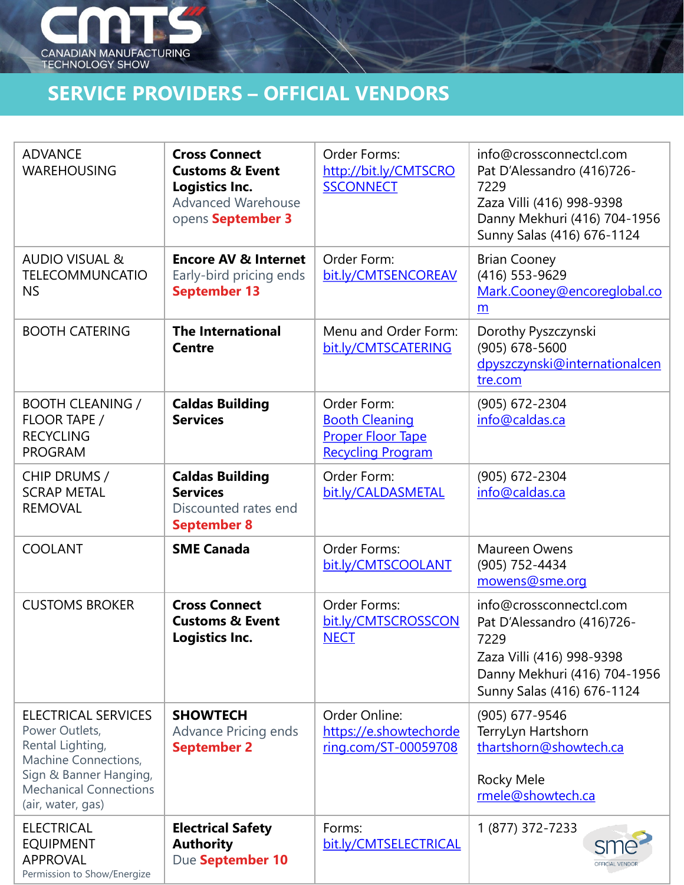CANADIAN MANUFACTURING TECHNOLOGY SHOW

# SERVICE PROVIDERS – OFFICIAL VENDORS

| | | | |
|---|---|---|---|
| ADVANCE WAREHOUSING | **Cross Connect Customs & Event Logistics Inc.** Advanced Warehouse opens **September 3** | Order Forms: http://bit.ly/CMTSCROSSCONNECT | info@crossconnectcl.com Pat D'Alessandro (416)726-7229 Zaza Villi (416) 998-9398 Danny Mekhuri (416) 704-1956 Sunny Salas (416) 676-1124 |
| AUDIO VISUAL & TELECOMMUNCATIONS | **Encore AV & Internet** Early-bird pricing ends **September 13** | Order Form: bit.ly/CMTSENCOREAV | Brian Cooney (416) 553-9629 Mark.Cooney@encoreglobal.com |
| BOOTH CATERING | **The International Centre** | Menu and Order Form: bit.ly/CMTSCATERING | Dorothy Pyszczynski (905) 678-5600 dpyszczynski@internationalcentre.com |
| BOOTH CLEANING / FLOOR TAPE / RECYCLING PROGRAM | **Caldas Building Services** | Order Form: Booth Cleaning Proper Floor Tape Recycling Program | (905) 672-2304 info@caldas.ca |
| CHIP DRUMS / SCRAP METAL REMOVAL | **Caldas Building Services** Discounted rates end **September 8** | Order Form: bit.ly/CALDASMETAL | (905) 672-2304 info@caldas.ca |
| COOLANT | **SME Canada** | Order Forms: bit.ly/CMTSCOOLANT | Maureen Owens (905) 752-4434 mowens@sme.org |
| CUSTOMS BROKER | **Cross Connect Customs & Event Logistics Inc.** | Order Forms: bit.ly/CMTSCROSSCONNECT | info@crossconnectcl.com Pat D'Alessandro (416)726-7229 Zaza Villi (416) 998-9398 Danny Mekhuri (416) 704-1956 Sunny Salas (416) 676-1124 |
| ELECTRICAL SERVICES Power Outlets, Rental Lighting, Machine Connections, Sign & Banner Hanging, Mechanical Connections (air, water, gas) | **SHOWTECH** Advance Pricing ends **September 2** | Order Online: https://e.showtechordering.com/ST-00059708 | (905) 677-9546 TerryLyn Hartshorn thartshorn@showtech.ca Rocky Mele rmele@showtech.ca |
| ELECTRICAL EQUIPMENT APPROVAL Permission to Show/Energize | **Electrical Safety Authority** Due **September 10** | Forms: bit.ly/CMTSELECTRICAL | 1 (877) 372-7233 |

sme OFFICIAL VENDOR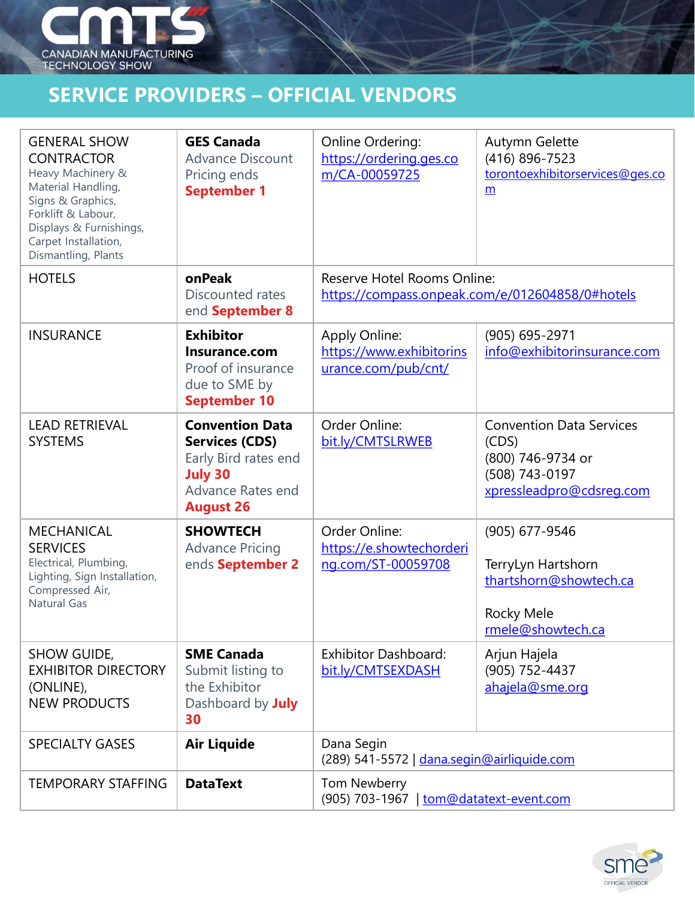# SERVICE PROVIDERS – OFFICIAL VENDORS

| | | | |
|---|---|---|---|
| GENERAL SHOW CONTRACTOR<br>Heavy Machinery & Material Handling, Signs & Graphics, Forklift & Labour, Displays & Furnishings, Carpet Installation, Dismantling, Plants | **GES Canada**<br>Advance Discount Pricing ends **September 1** | Online Ordering:<br>https://ordering.ges.com/CA-00059725 | Autymn Gelette<br>(416) 896-7523<br>torontoexhibitorservices@ges.com |
| HOTELS | **onPeak**<br>Discounted rates end **September 8** | Reserve Hotel Rooms Online:<br>https://compass.onpeak.com/e/012604858/0#hotels | |
| INSURANCE | **Exhibitor Insurance.com**<br>Proof of insurance due to SME by **September 10** | Apply Online:<br>https://www.exhibitorinsurance.com/pub/cnt/ | (905) 695-2971<br>info@exhibitorinsurance.com |
| LEAD RETRIEVAL SYSTEMS | **Convention Data Services (CDS)**<br>Early Bird rates end **July 30**<br>Advance Rates end **August 26** | Order Online:<br>bit.ly/CMTSLRWEB | Convention Data Services (CDS)<br>(800) 746-9734 or<br>(508) 743-0197<br>xpressleadpro@cdsreg.com |
| MECHANICAL SERVICES<br>Electrical, Plumbing, Lighting, Sign Installation, Compressed Air, Natural Gas | **SHOWTECH**<br>Advance Pricing ends **September 2** | Order Online:<br>https://e.showtechordering.com/ST-00059708 | (905) 677-9546<br><br>TerryLyn Hartshorn<br>thartshorn@showtech.ca<br><br>Rocky Mele<br>rmele@showtech.ca |
| SHOW GUIDE, EXHIBITOR DIRECTORY (ONLINE), NEW PRODUCTS | **SME Canada**<br>Submit listing to the Exhibitor Dashboard by **July 30** | Exhibitor Dashboard:<br>bit.ly/CMTSEXDASH | Arjun Hajela<br>(905) 752-4437<br>ahajela@sme.org |
| SPECIALTY GASES | **Air Liquide** | Dana Segin<br>(289) 541-5572 \| dana.segin@airliquide.com | |
| TEMPORARY STAFFING | **DataText** | Tom Newberry<br>(905) 703-1967 \| tom@datatext-event.com | |